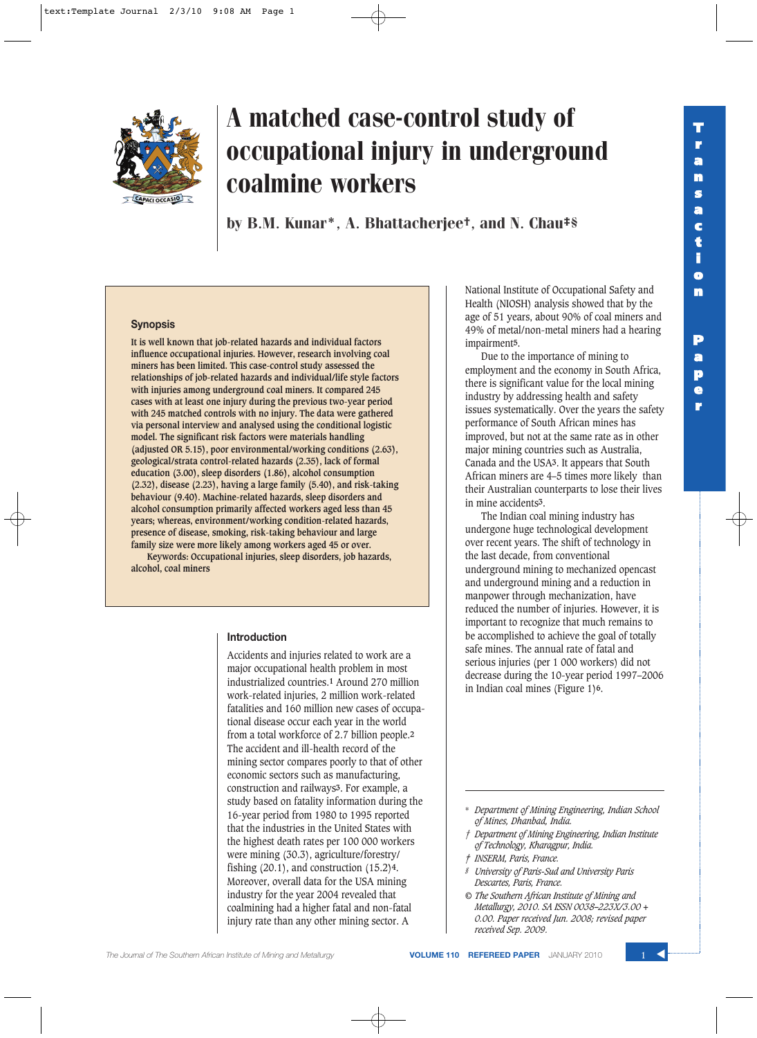# A matched case-control study of occupational injury in underground coalmine workers

by B.M. Kunar*, A. Bhattacherjee†, and N. Chau‡§

## Synopsis

**It is well known that job-related hazards and individual factors influence occupational injuries. However, research involving coal miners has been limited. This case-control study assessed the relationships of job-related hazards and individual/life style factors with injuries among underground coal miners. It compared 245 cases with at least one injury during the previous two-year period with 245 matched controls with no injury. The data were gathered via personal interview and analysed using the conditional logistic model. The significant risk factors were materials handling (adjusted OR 5.15), poor environmental/working conditions (2.63), geological/strata control-related hazards (2.35), lack of formal education (3.00), sleep disorders (1.86), alcohol consumption (2.32), disease (2.23), having a large family (5.40), and risk-taking behaviour (9.40). Machine-related hazards, sleep disorders and alcohol consumption primarily affected workers aged less than 45 years; whereas, environment/working condition-related hazards, presence of disease, smoking, risk-taking behaviour and large family size were more likely among workers aged 45 or over.**

**Keywords: Occupational injuries, sleep disorders, job hazards, alcohol, coal miners**

## Introduction

Accidents and injuries related to work are a major occupational health problem in most industrialized countries.[1] Around 270 million work-related injuries, 2 million work-related fatalities and 160 million new cases of occupational disease occur each year in the world from a total workforce of 2.7 billion people.[2] The accident and ill-health record of the mining sector compares poorly to that of other economic sectors such as manufacturing, construction and railways[3]. For example, a study based on fatality information during the 16-year period from 1980 to 1995 reported that the industries in the United States with the highest death rates per 100 000 workers were mining (30.3), agriculture/forestry/fishing (20.1), and construction (15.2)[4]. Moreover, overall data for the USA mining industry for the year 2004 revealed that coalmining had a higher fatal and non-fatal injury rate than any other mining sector. A National Institute of Occupational Safety and Health (NIOSH) analysis showed that by the age of 51 years, about 90% of coal miners and 49% of metal/non-metal miners had a hearing impairment[5].

Due to the importance of mining to employment and the economy in South Africa, there is significant value for the local mining industry by addressing health and safety issues systematically. Over the years the safety performance of South African mines has improved, but not at the same rate as in other major mining countries such as Australia, Canada and the USA[3]. It appears that South African miners are 4–5 times more likely than their Australian counterparts to lose their lives in mine accidents[3].

The Indian coal mining industry has undergone huge technological development over recent years. The shift of technology in the last decade, from conventional underground mining to mechanized opencast and underground mining and a reduction in manpower through mechanization, have reduced the number of injuries. However, it is important to recognize that much remains to be accomplished to achieve the goal of totally safe mines. The annual rate of fatal and serious injuries (per 1 000 workers) did not decrease during the 10-year period 1997–2006 in Indian coal mines (Figure 1)[6].

---

\* *Department of Mining Engineering, Indian School of Mines, Dhanbad, India.*

† *Department of Mining Engineering, Indian Institute of Technology, Kharagpur, India.*

‡ *INSERM, Paris, France.*

§ *University of Paris-Sud and University Paris Descartes, Paris, France.*

© *The Southern African Institute of Mining and Metallurgy, 2010. SA ISSN 0038–223X/3.00 + 0.00. Paper received Jun. 2008; revised paper received Sep. 2009.*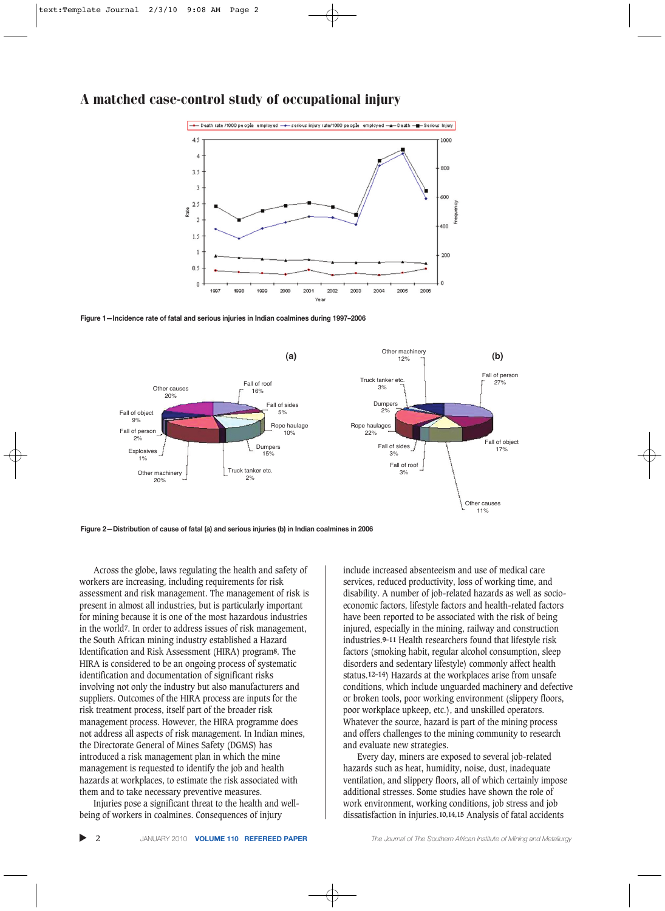# A matched case-control study of occupational injury

Figure 1—Incidence rate of fatal and serious injuries in Indian coalmines during 1997–2006

Figure 2—Distribution of cause of fatal (a) and serious injuries (b) in Indian coalmines in 2006

Across the globe, laws regulating the health and safety of workers are increasing, including requirements for risk assessment and risk management. The management of risk is present in almost all industries, but is particularly important for mining because it is one of the most hazardous industries in the world[7]. In order to address issues of risk management, the South African mining industry established a Hazard Identification and Risk Assessment (HIRA) program[8]. The HIRA is considered to be an ongoing process of systematic identification and documentation of significant risks involving not only the industry but also manufacturers and suppliers. Outcomes of the HIRA process are inputs for the risk treatment process, itself part of the broader risk management process. However, the HIRA programme does not address all aspects of risk management. In Indian mines, the Directorate General of Mines Safety (DGMS) has introduced a risk management plan in which the mine management is requested to identify the job and health hazards at workplaces, to estimate the risk associated with them and to take necessary preventive measures.

Injuries pose a significant threat to the health and well-being of workers in coalmines. Consequences of injury include increased absenteeism and use of medical care services, reduced productivity, loss of working time, and disability. A number of job-related hazards as well as socio-economic factors, lifestyle factors and health-related factors have been reported to be associated with the risk of being injured, especially in the mining, railway and construction industries.[9–11] Health researchers found that lifestyle risk factors (smoking habit, regular alcohol consumption, sleep disorders and sedentary lifestyle) commonly affect health status.[12–14] Hazards at the workplaces arise from unsafe conditions, which include unguarded machinery and defective or broken tools, poor working environment (slippery floors, poor workplace upkeep, etc.), and unskilled operators. Whatever the source, hazard is part of the mining process and offers challenges to the mining community to research and evaluate new strategies.

Every day, miners are exposed to several job-related hazards such as heat, humidity, noise, dust, inadequate ventilation, and slippery floors, all of which certainly impose additional stresses. Some studies have shown the role of work environment, working conditions, job stress and job dissatisfaction in injuries.[10,14,15] Analysis of fatal accidents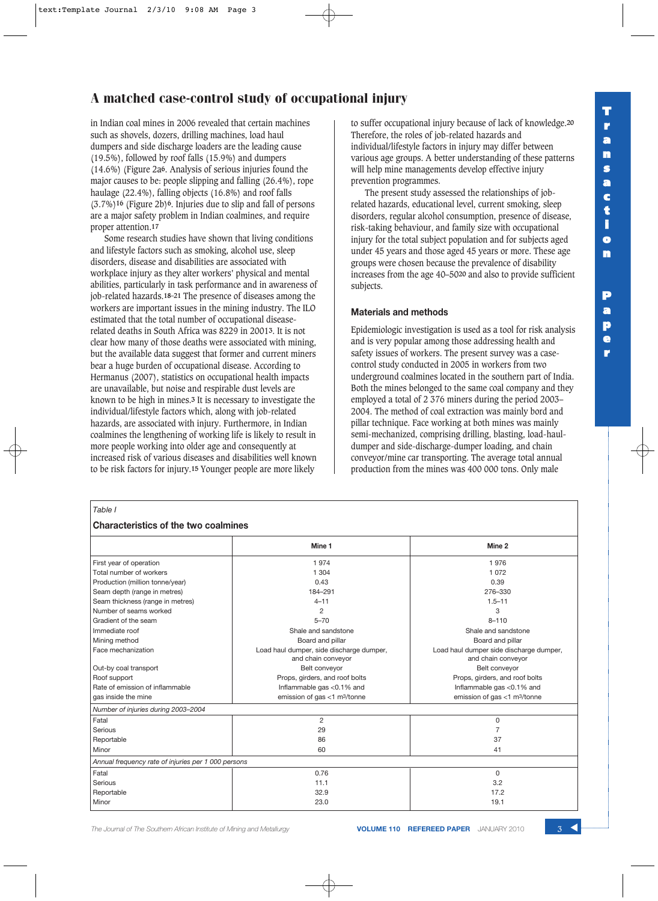## A matched case-control study of occupational injury

in Indian coal mines in 2006 revealed that certain machines such as shovels, dozers, drilling machines, load haul dumpers and side discharge loaders are the leading cause (19.5%), followed by roof falls (15.9%) and dumpers (14.6%) (Figure 2a[6]. Analysis of serious injuries found the major causes to be: people slipping and falling (26.4%), rope haulage (22.4%), falling objects (16.8%) and roof falls (3.7%)[16] (Figure 2b)[6]. Injuries due to slip and fall of persons are a major safety problem in Indian coalmines, and require proper attention.[17]

Some research studies have shown that living conditions and lifestyle factors such as smoking, alcohol use, sleep disorders, disease and disabilities are associated with workplace injury as they alter workers' physical and mental abilities, particularly in task performance and in awareness of job-related hazards.[18–21] The presence of diseases among the workers are important issues in the mining industry. The ILO estimated that the total number of occupational disease-related deaths in South Africa was 8229 in 2001[3]. It is not clear how many of those deaths were associated with mining, but the available data suggest that former and current miners bear a huge burden of occupational disease. According to Hermanus (2007), statistics on occupational health impacts are unavailable, but noise and respirable dust levels are known to be high in mines.[3] It is necessary to investigate the individual/lifestyle factors which, along with job-related hazards, are associated with injury. Furthermore, in Indian coalmines the lengthening of working life is likely to result in more people working into older age and consequently at increased risk of various diseases and disabilities well known to be risk factors for injury.[15] Younger people are more likely to suffer occupational injury because of lack of knowledge.[20] Therefore, the roles of job-related hazards and individual/lifestyle factors in injury may differ between various age groups. A better understanding of these patterns will help mine managements develop effective injury prevention programmes.

The present study assessed the relationships of job-related hazards, educational level, current smoking, sleep disorders, regular alcohol consumption, presence of disease, risk-taking behaviour, and family size with occupational injury for the total subject population and for subjects aged under 45 years and those aged 45 years or more. These age groups were chosen because the prevalence of disability increases from the age 40–50[20] and also to provide sufficient subjects.

### Materials and methods

Epidemiologic investigation is used as a tool for risk analysis and is very popular among those addressing health and safety issues of workers. The present survey was a case-control study conducted in 2005 in workers from two underground coalmines located in the southern part of India. Both the mines belonged to the same coal company and they employed a total of 2 376 miners during the period 2003–2004. The method of coal extraction was mainly bord and pillar technique. Face working at both mines was mainly semi-mechanized, comprising drilling, blasting, load-haul-dumper and side-discharge-dumper loading, and chain conveyor/mine car transporting. The average total annual production from the mines was 400 000 tons. Only male

*Table I*

**Characteristics of the two coalmines**

| | Mine 1 | Mine 2 |
|---|---|---|
| First year of operation | 1 974 | 1 976 |
| Total number of workers | 1 304 | 1 072 |
| Production (million tonne/year) | 0.43 | 0.39 |
| Seam depth (range in metres) | 184–291 | 276–330 |
| Seam thickness (range in metres) | 4–11 | 1.5–11 |
| Number of seams worked | 2 | 3 |
| Gradient of the seam | 5–70 | 8–110 |
| Immediate roof | Shale and sandstone | Shale and sandstone |
| Mining method | Board and pillar | Board and pillar |
| Face mechanization | Load haul dumper, side discharge dumper, and chain conveyor | Load haul dumper side discharge dumper, and chain conveyor |
| Out-by coal transport | Belt conveyor | Belt conveyor |
| Roof support | Props, girders, and roof bolts | Props, girders, and roof bolts |
| Rate of emission of inflammable gas inside the mine | Inflammable gas <0.1% and emission of gas <1 m$^3$/tonne | Inflammable gas <0.1% and emission of gas <1 m$^3$/tonne |
| *Number of injuries during 2003–2004* | | |
| Fatal | 2 | 0 |
| Serious | 29 | 7 |
| Reportable | 86 | 37 |
| Minor | 60 | 41 |
| *Annual frequency rate of injuries per 1 000 persons* | | |
| Fatal | 0.76 | 0 |
| Serious | 11.1 | 3.2 |
| Reportable | 32.9 | 17.2 |
| Minor | 23.0 | 19.1 |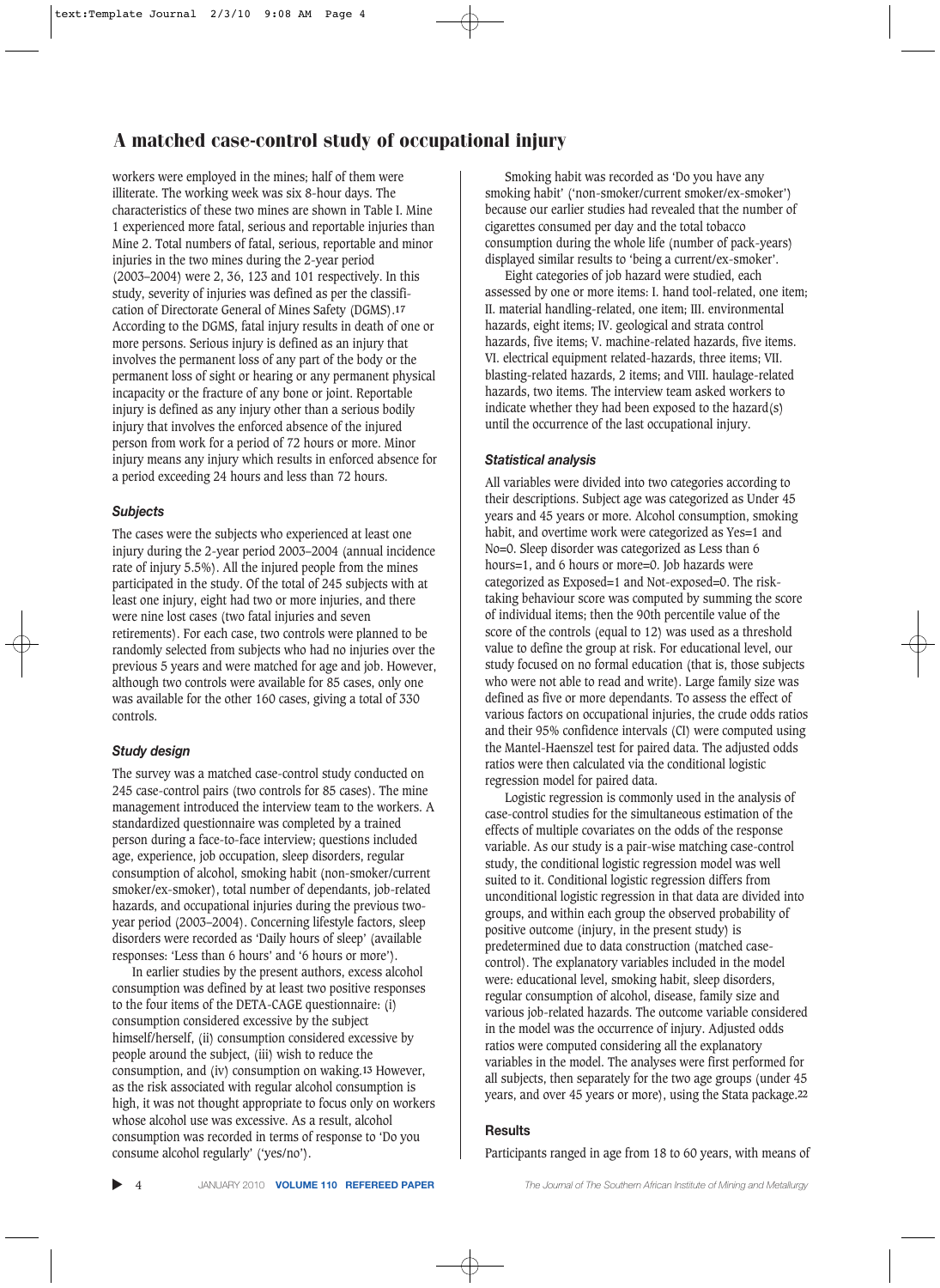workers were employed in the mines; half of them were illiterate. The working week was six 8-hour days. The characteristics of these two mines are shown in Table I. Mine 1 experienced more fatal, serious and reportable injuries than Mine 2. Total numbers of fatal, serious, reportable and minor injuries in the two mines during the 2-year period (2003–2004) were 2, 36, 123 and 101 respectively. In this study, severity of injuries was defined as per the classification of Directorate General of Mines Safety (DGMS).[17] According to the DGMS, fatal injury results in death of one or more persons. Serious injury is defined as an injury that involves the permanent loss of any part of the body or the permanent loss of sight or hearing or any permanent physical incapacity or the fracture of any bone or joint. Reportable injury is defined as any injury other than a serious bodily injury that involves the enforced absence of the injured person from work for a period of 72 hours or more. Minor injury means any injury which results in enforced absence for a period exceeding 24 hours and less than 72 hours.

### *Subjects*

The cases were the subjects who experienced at least one injury during the 2-year period 2003–2004 (annual incidence rate of injury 5.5%). All the injured people from the mines participated in the study. Of the total of 245 subjects with at least one injury, eight had two or more injuries, and there were nine lost cases (two fatal injuries and seven retirements). For each case, two controls were planned to be randomly selected from subjects who had no injuries over the previous 5 years and were matched for age and job. However, although two controls were available for 85 cases, only one was available for the other 160 cases, giving a total of 330 controls.

### *Study design*

The survey was a matched case-control study conducted on 245 case-control pairs (two controls for 85 cases). The mine management introduced the interview team to the workers. A standardized questionnaire was completed by a trained person during a face-to-face interview; questions included age, experience, job occupation, sleep disorders, regular consumption of alcohol, smoking habit (non-smoker/current smoker/ex-smoker), total number of dependants, job-related hazards, and occupational injuries during the previous two-year period (2003–2004). Concerning lifestyle factors, sleep disorders were recorded as 'Daily hours of sleep' (available responses: 'Less than 6 hours' and '6 hours or more').

In earlier studies by the present authors, excess alcohol consumption was defined by at least two positive responses to the four items of the DETA-CAGE questionnaire: (i) consumption considered excessive by the subject himself/herself, (ii) consumption considered excessive by people around the subject, (iii) wish to reduce the consumption, and (iv) consumption on waking.[13] However, as the risk associated with regular alcohol consumption is high, it was not thought appropriate to focus only on workers whose alcohol use was excessive. As a result, alcohol consumption was recorded in terms of response to 'Do you consume alcohol regularly' ('yes/no').

Smoking habit was recorded as 'Do you have any smoking habit' ('non-smoker/current smoker/ex-smoker') because our earlier studies had revealed that the number of cigarettes consumed per day and the total tobacco consumption during the whole life (number of pack-years) displayed similar results to 'being a current/ex-smoker'.

Eight categories of job hazard were studied, each assessed by one or more items: I. hand tool-related, one item; II. material handling-related, one item; III. environmental hazards, eight items; IV. geological and strata control hazards, five items; V. machine-related hazards, five items. VI. electrical equipment related-hazards, three items; VII. blasting-related hazards, 2 items; and VIII. haulage-related hazards, two items. The interview team asked workers to indicate whether they had been exposed to the hazard(s) until the occurrence of the last occupational injury.

### *Statistical analysis*

All variables were divided into two categories according to their descriptions. Subject age was categorized as Under 45 years and 45 years or more. Alcohol consumption, smoking habit, and overtime work were categorized as Yes=1 and No=0. Sleep disorder was categorized as Less than 6 hours=1, and 6 hours or more=0. Job hazards were categorized as Exposed=1 and Not-exposed=0. The risk-taking behaviour score was computed by summing the score of individual items; then the 90th percentile value of the score of the controls (equal to 12) was used as a threshold value to define the group at risk. For educational level, our study focused on no formal education (that is, those subjects who were not able to read and write). Large family size was defined as five or more dependants. To assess the effect of various factors on occupational injuries, the crude odds ratios and their 95% confidence intervals (CI) were computed using the Mantel-Haenszel test for paired data. The adjusted odds ratios were then calculated via the conditional logistic regression model for paired data.

Logistic regression is commonly used in the analysis of case-control studies for the simultaneous estimation of the effects of multiple covariates on the odds of the response variable. As our study is a pair-wise matching case-control study, the conditional logistic regression model was well suited to it. Conditional logistic regression differs from unconditional logistic regression in that data are divided into groups, and within each group the observed probability of positive outcome (injury, in the present study) is predetermined due to data construction (matched case-control). The explanatory variables included in the model were: educational level, smoking habit, sleep disorders, regular consumption of alcohol, disease, family size and various job-related hazards. The outcome variable considered in the model was the occurrence of injury. Adjusted odds ratios were computed considering all the explanatory variables in the model. The analyses were first performed for all subjects, then separately for the two age groups (under 45 years, and over 45 years or more), using the Stata package.[22]

## Results

Participants ranged in age from 18 to 60 years, with means of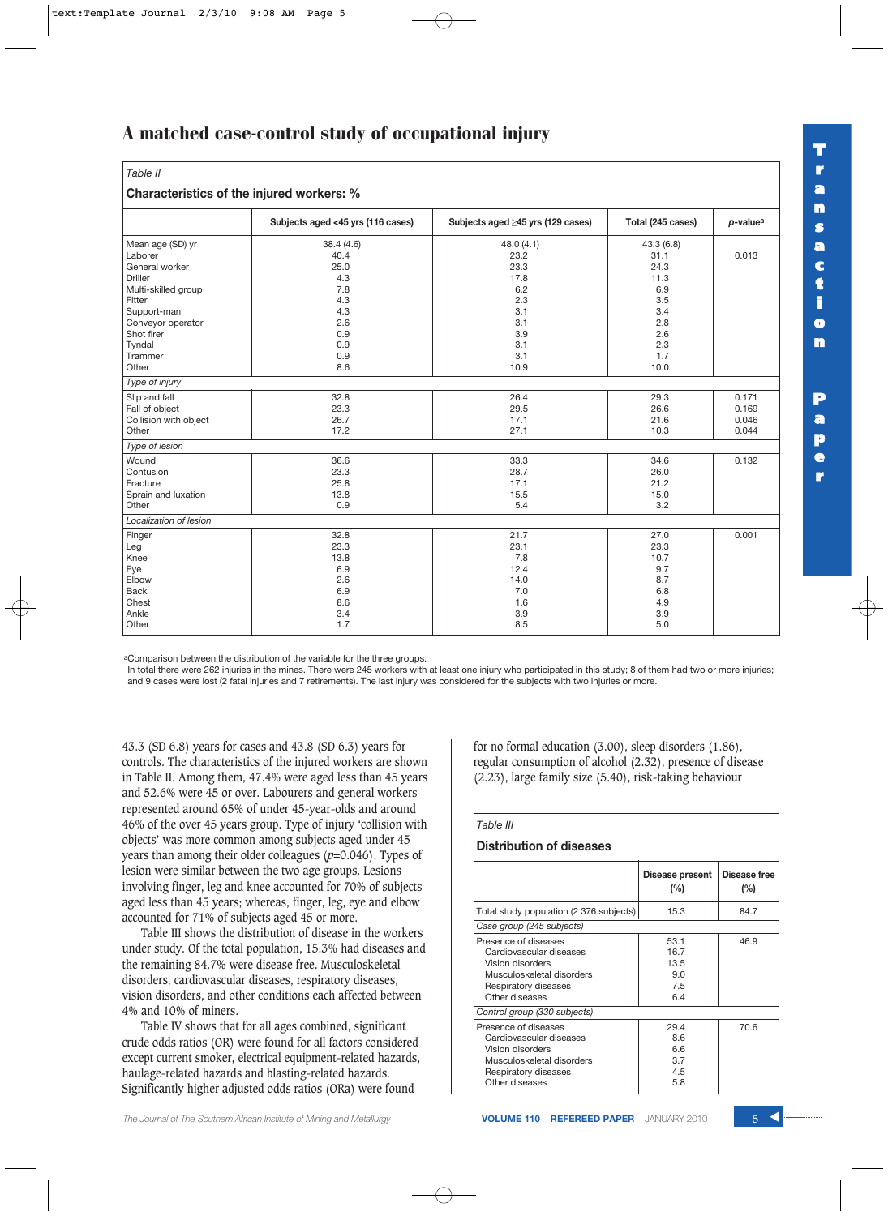# A matched case-control study of occupational injury

*Table II*

**Characteristics of the injured workers: %**

| | Subjects aged <45 yrs (116 cases) | Subjects aged ≥45 yrs (129 cases) | Total (245 cases) | *p*-value[a] |
|---|---|---|---|---|
| Mean age (SD) yr | 38.4 (4.6) | 48.0 (4.1) | 43.3 (6.8) | |
| Laborer | 40.4 | 23.2 | 31.1 | 0.013 |
| General worker | 25.0 | 23.3 | 24.3 | |
| Driller | 4.3 | 17.8 | 11.3 | |
| Multi-skilled group | 7.8 | 6.2 | 6.9 | |
| Fitter | 4.3 | 2.3 | 3.5 | |
| Support-man | 4.3 | 3.1 | 3.4 | |
| Conveyor operator | 2.6 | 3.1 | 2.8 | |
| Shot firer | 0.9 | 3.9 | 2.6 | |
| Tyndal | 0.9 | 3.1 | 2.3 | |
| Trammer | 0.9 | 3.1 | 1.7 | |
| Other | 8.6 | 10.9 | 10.0 | |
| *Type of injury* | | | | |
| Slip and fall | 32.8 | 26.4 | 29.3 | 0.171 |
| Fall of object | 23.3 | 29.5 | 26.6 | 0.169 |
| Collision with object | 26.7 | 17.1 | 21.6 | 0.046 |
| Other | 17.2 | 27.1 | 10.3 | 0.044 |
| *Type of lesion* | | | | |
| Wound | 36.6 | 33.3 | 34.6 | 0.132 |
| Contusion | 23.3 | 28.7 | 26.0 | |
| Fracture | 25.8 | 17.1 | 21.2 | |
| Sprain and luxation | 13.8 | 15.5 | 15.0 | |
| Other | 0.9 | 5.4 | 3.2 | |
| *Localization of lesion* | | | | |
| Finger | 32.8 | 21.7 | 27.0 | 0.001 |
| Leg | 23.3 | 23.1 | 23.3 | |
| Knee | 13.8 | 7.8 | 10.7 | |
| Eye | 6.9 | 12.4 | 9.7 | |
| Elbow | 2.6 | 14.0 | 8.7 | |
| Back | 6.9 | 7.0 | 6.8 | |
| Chest | 8.6 | 1.6 | 4.9 | |
| Ankle | 3.4 | 3.9 | 3.9 | |
| Other | 1.7 | 8.5 | 5.0 | |

[a]Comparison between the distribution of the variable for the three groups.
In total there were 262 injuries in the mines. There were 245 workers with at least one injury who participated in this study; 8 of them had two or more injuries; and 9 cases were lost (2 fatal injuries and 7 retirements). The last injury was considered for the subjects with two injuries or more.

43.3 (SD 6.8) years for cases and 43.8 (SD 6.3) years for controls. The characteristics of the injured workers are shown in Table II. Among them, 47.4% were aged less than 45 years and 52.6% were 45 or over. Labourers and general workers represented around 65% of under 45-year-olds and around 46% of the over 45 years group. Type of injury 'collision with objects' was more common among subjects aged under 45 years than among their older colleagues ($p$=0.046). Types of lesion were similar between the two age groups. Lesions involving finger, leg and knee accounted for 70% of subjects aged less than 45 years; whereas, finger, leg, eye and elbow accounted for 71% of subjects aged 45 or more.

Table III shows the distribution of disease in the workers under study. Of the total population, 15.3% had diseases and the remaining 84.7% were disease free. Musculoskeletal disorders, cardiovascular diseases, respiratory diseases, vision disorders, and other conditions each affected between 4% and 10% of miners.

Table IV shows that for all ages combined, significant crude odds ratios (OR) were found for all factors considered except current smoker, electrical equipment-related hazards, haulage-related hazards and blasting-related hazards. Significantly higher adjusted odds ratios (ORa) were found for no formal education (3.00), sleep disorders (1.86), regular consumption of alcohol (2.32), presence of disease (2.23), large family size (5.40), risk-taking behaviour

*Table III*

**Distribution of diseases**

| | Disease present (%) | Disease free (%) |
|---|---|---|
| Total study population (2 376 subjects) | 15.3 | 84.7 |
| *Case group (245 subjects)* | | |
| Presence of diseases | 53.1 | 46.9 |
| Cardiovascular diseases | 16.7 | |
| Vision disorders | 13.5 | |
| Musculoskeletal disorders | 9.0 | |
| Respiratory diseases | 7.5 | |
| Other diseases | 6.4 | |
| *Control group (330 subjects)* | | |
| Presence of diseases | 29.4 | 70.6 |
| Cardiovascular diseases | 8.6 | |
| Vision disorders | 6.6 | |
| Musculoskeletal disorders | 3.7 | |
| Respiratory diseases | 4.5 | |
| Other diseases | 5.8 | |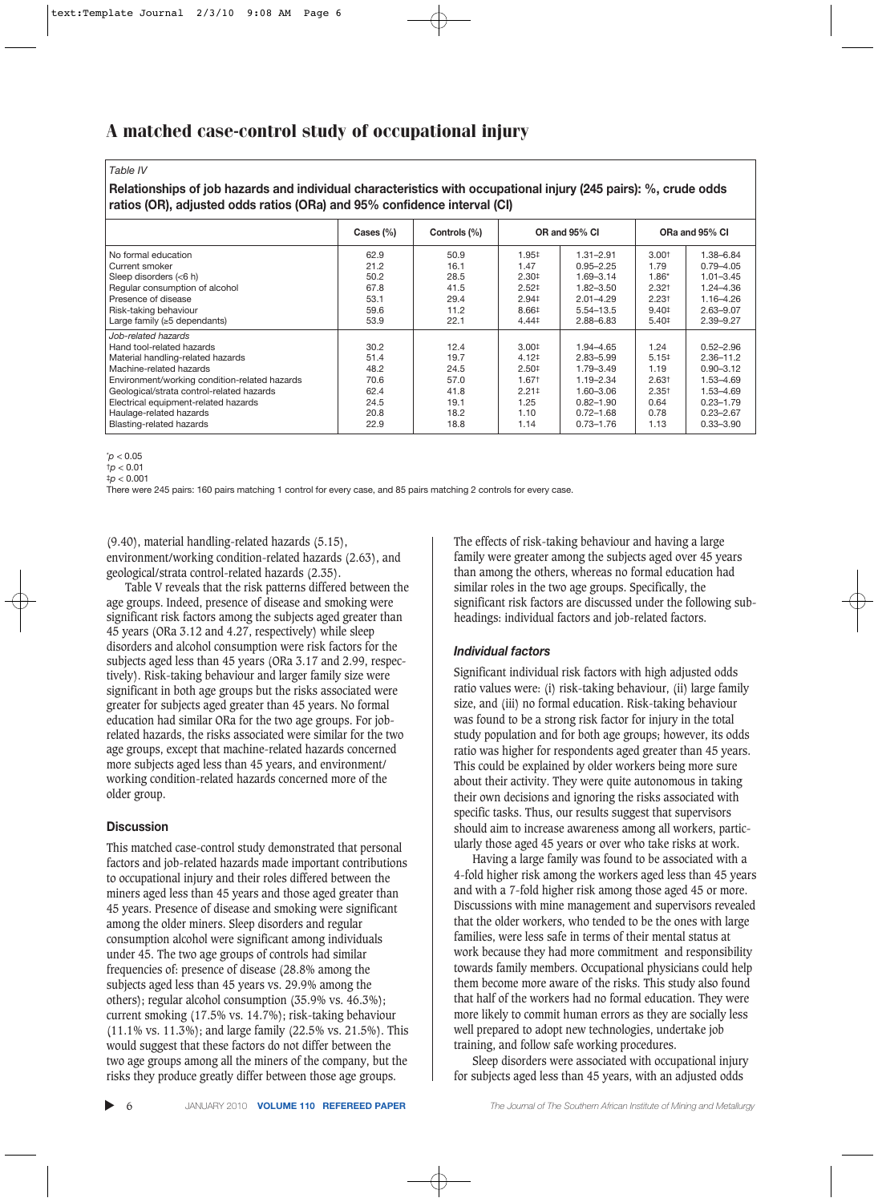*Table IV*

**Relationships of job hazards and individual characteristics with occupational injury (245 pairs): %, crude odds ratios (OR), adjusted odds ratios (ORa) and 95% confidence interval (CI)**

| | Cases (%) | Controls (%) | OR and 95% CI | | ORa and 95% CI | |
|---|---|---|---|---|---|---|
| No formal education | 62.9 | 50.9 | 1.95‡ | 1.31–2.91 | 3.00† | 1.38–6.84 |
| Current smoker | 21.2 | 16.1 | 1.47 | 0.95–2.25 | 1.79 | 0.79–4.05 |
| Sleep disorders (<6 h) | 50.2 | 28.5 | 2.30‡ | 1.69–3.14 | 1.86* | 1.01–3.45 |
| Regular consumption of alcohol | 67.8 | 41.5 | 2.52‡ | 1.82–3.50 | 2.32† | 1.24–4.36 |
| Presence of disease | 53.1 | 29.4 | 2.94‡ | 2.01–4.29 | 2.23† | 1.16–4.26 |
| Risk-taking behaviour | 59.6 | 11.2 | 8.66‡ | 5.54–13.5 | 9.40‡ | 2.63–9.07 |
| Large family (≥5 dependants) | 53.9 | 22.1 | 4.44‡ | 2.88–6.83 | 5.40‡ | 2.39–9.27 |
| *Job-related hazards* | | | | | | |
| Hand tool-related hazards | 30.2 | 12.4 | 3.00‡ | 1.94–4.65 | 1.24 | 0.52–2.96 |
| Material handling-related hazards | 51.4 | 19.7 | 4.12‡ | 2.83–5.99 | 5.15‡ | 2.36–11.2 |
| Machine-related hazards | 48.2 | 24.5 | 2.50‡ | 1.79–3.49 | 1.19 | 0.90–3.12 |
| Environment/working condition-related hazards | 70.6 | 57.0 | 1.67† | 1.19–2.34 | 2.63† | 1.53–4.69 |
| Geological/strata control-related hazards | 62.4 | 41.8 | 2.21‡ | 1.60–3.06 | 2.35† | 1.53–4.69 |
| Electrical equipment-related hazards | 24.5 | 19.1 | 1.25 | 0.82–1.90 | 0.64 | 0.23–1.79 |
| Haulage-related hazards | 20.8 | 18.2 | 1.10 | 0.72–1.68 | 0.78 | 0.23–2.67 |
| Blasting-related hazards | 22.9 | 18.8 | 1.14 | 0.73–1.76 | 1.13 | 0.33–3.90 |

*$p < 0.05$
†$p < 0.01$
‡$p < 0.001$
There were 245 pairs: 160 pairs matching 1 control for every case, and 85 pairs matching 2 controls for every case.

(9.40), material handling-related hazards (5.15), environment/working condition-related hazards (2.63), and geological/strata control-related hazards (2.35).

Table V reveals that the risk patterns differed between the age groups. Indeed, presence of disease and smoking were significant risk factors among the subjects aged greater than 45 years (ORa 3.12 and 4.27, respectively) while sleep disorders and alcohol consumption were risk factors for the subjects aged less than 45 years (ORa 3.17 and 2.99, respectively). Risk-taking behaviour and larger family size were significant in both age groups but the risks associated were greater for subjects aged greater than 45 years. No formal education had similar ORa for the two age groups. For job-related hazards, the risks associated were similar for the two age groups, except that machine-related hazards concerned more subjects aged less than 45 years, and environment/working condition-related hazards concerned more of the older group.

## Discussion

This matched case-control study demonstrated that personal factors and job-related hazards made important contributions to occupational injury and their roles differed between the miners aged less than 45 years and those aged greater than 45 years. Presence of disease and smoking were significant among the older miners. Sleep disorders and regular consumption alcohol were significant among individuals under 45. The two age groups of controls had similar frequencies of: presence of disease (28.8% among the subjects aged less than 45 years vs. 29.9% among the others); regular alcohol consumption (35.9% vs. 46.3%); current smoking (17.5% vs. 14.7%); risk-taking behaviour (11.1% vs. 11.3%); and large family (22.5% vs. 21.5%). This would suggest that these factors do not differ between the two age groups among all the miners of the company, but the risks they produce greatly differ between those age groups.

The effects of risk-taking behaviour and having a large family were greater among the subjects aged over 45 years than among the others, whereas no formal education had similar roles in the two age groups. Specifically, the significant risk factors are discussed under the following sub-headings: individual factors and job-related factors.

### *Individual factors*

Significant individual risk factors with high adjusted odds ratio values were: (i) risk-taking behaviour, (ii) large family size, and (iii) no formal education. Risk-taking behaviour was found to be a strong risk factor for injury in the total study population and for both age groups; however, its odds ratio was higher for respondents aged greater than 45 years. This could be explained by older workers being more sure about their activity. They were quite autonomous in taking their own decisions and ignoring the risks associated with specific tasks. Thus, our results suggest that supervisors should aim to increase awareness among all workers, particularly those aged 45 years or over who take risks at work.

Having a large family was found to be associated with a 4-fold higher risk among the workers aged less than 45 years and with a 7-fold higher risk among those aged 45 or more. Discussions with mine management and supervisors revealed that the older workers, who tended to be the ones with large families, were less safe in terms of their mental status at work because they had more commitment and responsibility towards family members. Occupational physicians could help them become more aware of the risks. This study also found that half of the workers had no formal education. They were more likely to commit human errors as they are socially less well prepared to adopt new technologies, undertake job training, and follow safe working procedures.

Sleep disorders were associated with occupational injury for subjects aged less than 45 years, with an adjusted odds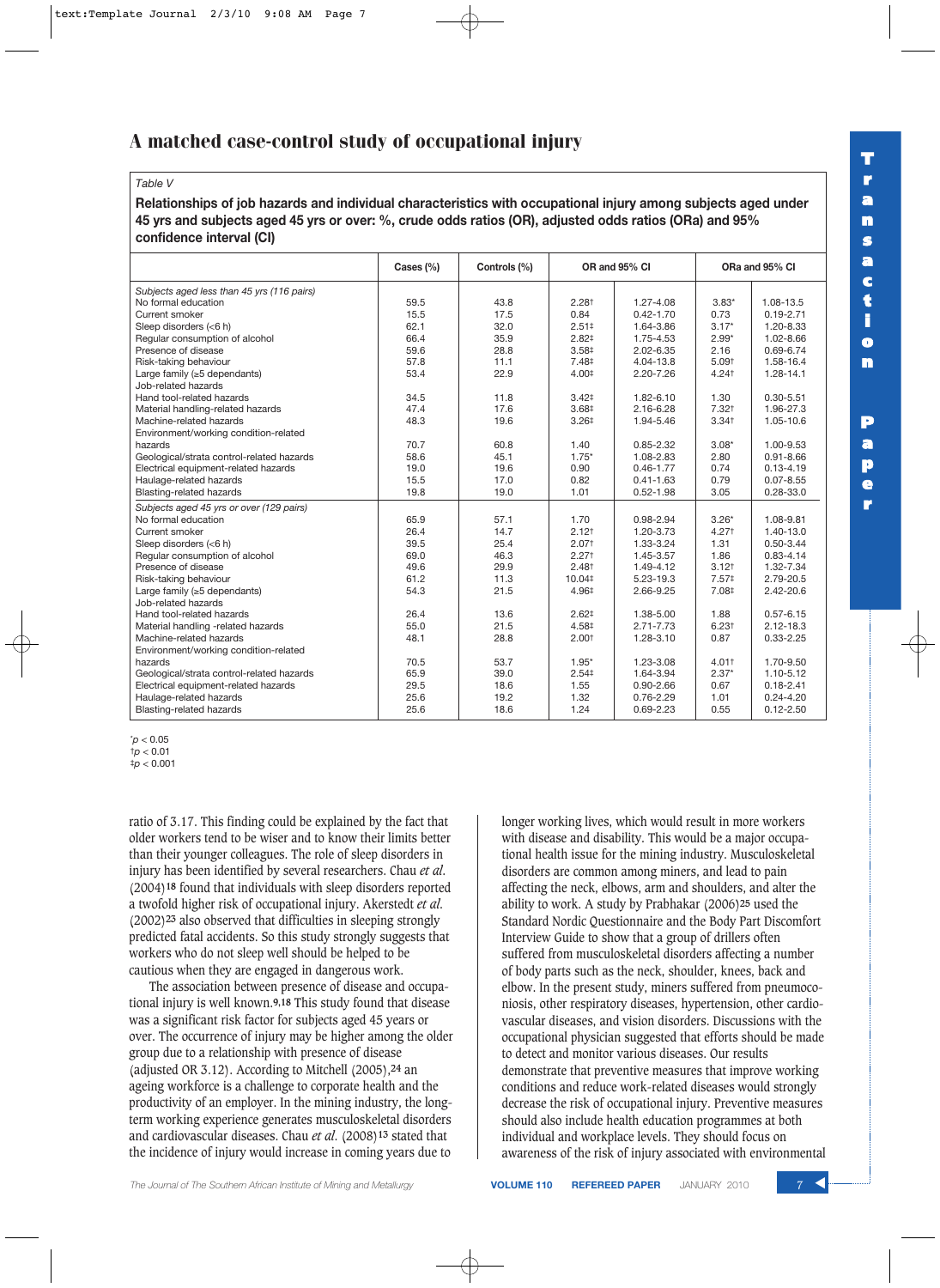Table V

**Relationships of job hazards and individual characteristics with occupational injury among subjects aged under 45 yrs and subjects aged 45 yrs or over: %, crude odds ratios (OR), adjusted odds ratios (ORa) and 95% confidence interval (CI)**

| | Cases (%) | Controls (%) | OR and 95% CI | | ORa and 95% CI | |
|---|---|---|---|---|---|---|
| *Subjects aged less than 45 yrs (116 pairs)* | | | | | | |
| No formal education | 59.5 | 43.8 | 2.28† | 1.27-4.08 | 3.83* | 1.08-13.5 |
| Current smoker | 15.5 | 17.5 | 0.84 | 0.42-1.70 | 0.73 | 0.19-2.71 |
| Sleep disorders (<6 h) | 62.1 | 32.0 | 2.51‡ | 1.64-3.86 | 3.17* | 1.20-8.33 |
| Regular consumption of alcohol | 66.4 | 35.9 | 2.82‡ | 1.75-4.53 | 2.99* | 1.02-8.66 |
| Presence of disease | 59.6 | 28.8 | 3.58‡ | 2.02-6.35 | 2.16 | 0.69-6.74 |
| Risk-taking behaviour | 57.8 | 11.1 | 7.48‡ | 4.04-13.8 | 5.09† | 1.58-16.4 |
| Large family (≥5 dependants) | 53.4 | 22.9 | 4.00‡ | 2.20-7.26 | 4.24† | 1.28-14.1 |
| Job-related hazards | | | | | | |
| Hand tool-related hazards | 34.5 | 11.8 | 3.42‡ | 1.82-6.10 | 1.30 | 0.30-5.51 |
| Material handling-related hazards | 47.4 | 17.6 | 3.68‡ | 2.16-6.28 | 7.32† | 1.96-27.3 |
| Machine-related hazards | 48.3 | 19.6 | 3.26‡ | 1.94-5.46 | 3.34† | 1.05-10.6 |
| Environment/working condition-related hazards | 70.7 | 60.8 | 1.40 | 0.85-2.32 | 3.08* | 1.00-9.53 |
| Geological/strata control-related hazards | 58.6 | 45.1 | 1.75* | 1.08-2.83 | 2.80 | 0.91-8.66 |
| Electrical equipment-related hazards | 19.0 | 19.6 | 0.90 | 0.46-1.77 | 0.74 | 0.13-4.19 |
| Haulage-related hazards | 15.5 | 17.0 | 0.82 | 0.41-1.63 | 0.79 | 0.07-8.55 |
| Blasting-related hazards | 19.8 | 19.0 | 1.01 | 0.52-1.98 | 3.05 | 0.28-33.0 |
| *Subjects aged 45 yrs or over (129 pairs)* | | | | | | |
| No formal education | 65.9 | 57.1 | 1.70 | 0.98-2.94 | 3.26* | 1.08-9.81 |
| Current smoker | 26.4 | 14.7 | 2.12† | 1.20-3.73 | 4.27† | 1.40-13.0 |
| Sleep disorders (<6 h) | 39.5 | 25.4 | 2.07† | 1.33-3.24 | 1.31 | 0.50-3.44 |
| Regular consumption of alcohol | 69.0 | 46.3 | 2.27† | 1.45-3.57 | 1.86 | 0.83-4.14 |
| Presence of disease | 49.6 | 29.9 | 2.48† | 1.49-4.12 | 3.12† | 1.32-7.34 |
| Risk-taking behaviour | 61.2 | 11.3 | 10.04‡ | 5.23-19.3 | 7.57‡ | 2.79-20.5 |
| Large family (≥5 dependants) | 54.3 | 21.5 | 4.96‡ | 2.66-9.25 | 7.08‡ | 2.42-20.6 |
| Job-related hazards | | | | | | |
| Hand tool-related hazards | 26.4 | 13.6 | 2.62‡ | 1.38-5.00 | 1.88 | 0.57-6.15 |
| Material handling -related hazards | 55.0 | 21.5 | 4.58‡ | 2.71-7.73 | 6.23† | 2.12-18.3 |
| Machine-related hazards | 48.1 | 28.8 | 2.00† | 1.28-3.10 | 0.87 | 0.33-2.25 |
| Environment/working condition-related hazards | 70.5 | 53.7 | 1.95* | 1.23-3.08 | 4.01† | 1.70-9.50 |
| Geological/strata control-related hazards | 65.9 | 39.0 | 2.54‡ | 1.64-3.94 | 2.37* | 1.10-5.12 |
| Electrical equipment-related hazards | 29.5 | 18.6 | 1.55 | 0.90-2.66 | 0.67 | 0.18-2.41 |
| Haulage-related hazards | 25.6 | 19.2 | 1.32 | 0.76-2.29 | 1.01 | 0.24-4.20 |
| Blasting-related hazards | 25.6 | 18.6 | 1.24 | 0.69-2.23 | 0.55 | 0.12-2.50 |

*$p < 0.05$
†$p < 0.01$
‡$p < 0.001$

ratio of 3.17. This finding could be explained by the fact that older workers tend to be wiser and to know their limits better than their younger colleagues. The role of sleep disorders in injury has been identified by several researchers. Chau *et al.* (2004)[18] found that individuals with sleep disorders reported a twofold higher risk of occupational injury. Akerstedt *et al.* (2002)[23] also observed that difficulties in sleeping strongly predicted fatal accidents. So this study strongly suggests that workers who do not sleep well should be helped to be cautious when they are engaged in dangerous work.

The association between presence of disease and occupational injury is well known.[9,18] This study found that disease was a significant risk factor for subjects aged 45 years or over. The occurrence of injury may be higher among the older group due to a relationship with presence of disease (adjusted OR 3.12). According to Mitchell (2005),[24] an ageing workforce is a challenge to corporate health and the productivity of an employer. In the mining industry, the long-term working experience generates musculoskeletal disorders and cardiovascular diseases. Chau *et al.* (2008)[13] stated that the incidence of injury would increase in coming years due to longer working lives, which would result in more workers with disease and disability. This would be a major occupational health issue for the mining industry. Musculoskeletal disorders are common among miners, and lead to pain affecting the neck, elbows, arm and shoulders, and alter the ability to work. A study by Prabhakar (2006)[25] used the Standard Nordic Questionnaire and the Body Part Discomfort Interview Guide to show that a group of drillers often suffered from musculoskeletal disorders affecting a number of body parts such as the neck, shoulder, knees, back and elbow. In the present study, miners suffered from pneumoconiosis, other respiratory diseases, hypertension, other cardiovascular diseases, and vision disorders. Discussions with the occupational physician suggested that efforts should be made to detect and monitor various diseases. Our results demonstrate that preventive measures that improve working conditions and reduce work-related diseases would strongly decrease the risk of occupational injury. Preventive measures should also include health education programmes at both individual and workplace levels. They should focus on awareness of the risk of injury associated with environmental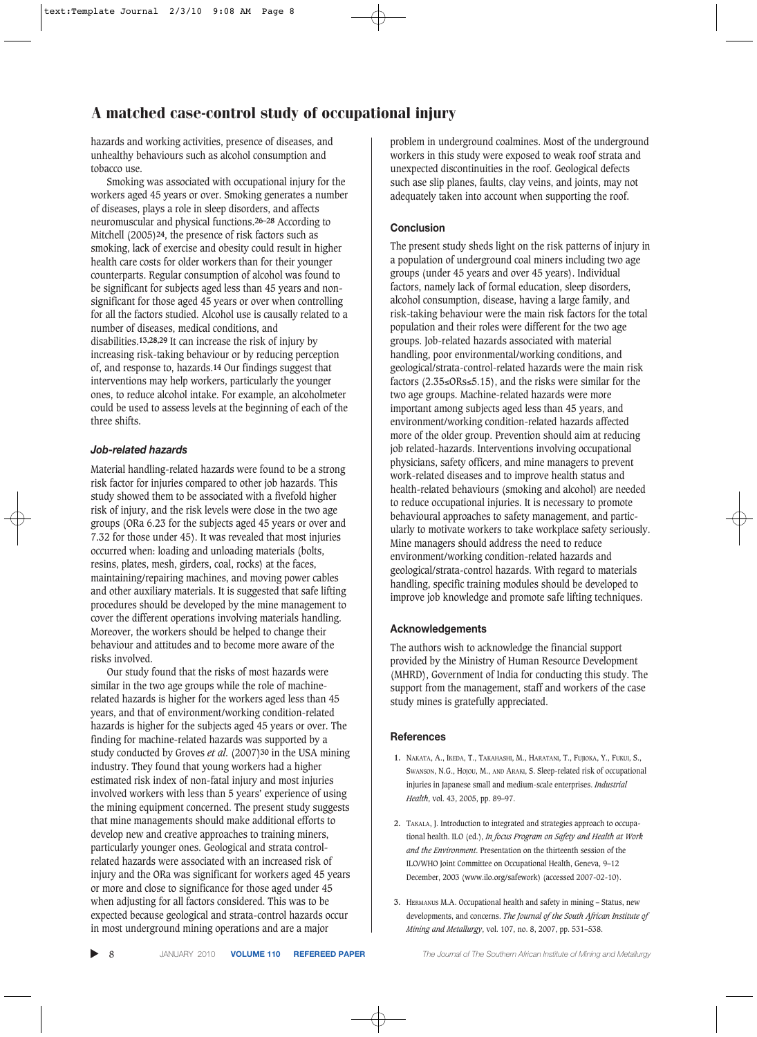hazards and working activities, presence of diseases, and unhealthy behaviours such as alcohol consumption and tobacco use.

Smoking was associated with occupational injury for the workers aged 45 years or over. Smoking generates a number of diseases, plays a role in sleep disorders, and affects neuromuscular and physical functions.[26–28] According to Mitchell (2005)[24], the presence of risk factors such as smoking, lack of exercise and obesity could result in higher health care costs for older workers than for their younger counterparts. Regular consumption of alcohol was found to be significant for subjects aged less than 45 years and non-significant for those aged 45 years or over when controlling for all the factors studied. Alcohol use is causally related to a number of diseases, medical conditions, and disabilities.[13,28,29] It can increase the risk of injury by increasing risk-taking behaviour or by reducing perception of, and response to, hazards.[14] Our findings suggest that interventions may help workers, particularly the younger ones, to reduce alcohol intake. For example, an alcoholmeter could be used to assess levels at the beginning of each of the three shifts.

### *Job-related hazards*

Material handling-related hazards were found to be a strong risk factor for injuries compared to other job hazards. This study showed them to be associated with a fivefold higher risk of injury, and the risk levels were close in the two age groups (ORa 6.23 for the subjects aged 45 years or over and 7.32 for those under 45). It was revealed that most injuries occurred when: loading and unloading materials (bolts, resins, plates, mesh, girders, coal, rocks) at the faces, maintaining/repairing machines, and moving power cables and other auxiliary materials. It is suggested that safe lifting procedures should be developed by the mine management to cover the different operations involving materials handling. Moreover, the workers should be helped to change their behaviour and attitudes and to become more aware of the risks involved.

Our study found that the risks of most hazards were similar in the two age groups while the role of machine-related hazards is higher for the workers aged less than 45 years, and that of environment/working condition-related hazards is higher for the subjects aged 45 years or over. The finding for machine-related hazards was supported by a study conducted by Groves *et al.* (2007)[30] in the USA mining industry. They found that young workers had a higher estimated risk index of non-fatal injury and most injuries involved workers with less than 5 years' experience of using the mining equipment concerned. The present study suggests that mine managements should make additional efforts to develop new and creative approaches to training miners, particularly younger ones. Geological and strata control-related hazards were associated with an increased risk of injury and the ORa was significant for workers aged 45 years or more and close to significance for those aged under 45 when adjusting for all factors considered. This was to be expected because geological and strata-control hazards occur in most underground mining operations and are a major problem in underground coalmines. Most of the underground workers in this study were exposed to weak roof strata and unexpected discontinuities in the roof. Geological defects such ase slip planes, faults, clay veins, and joints, may not adequately taken into account when supporting the roof.

## Conclusion

The present study sheds light on the risk patterns of injury in a population of underground coal miners including two age groups (under 45 years and over 45 years). Individual factors, namely lack of formal education, sleep disorders, alcohol consumption, disease, having a large family, and risk-taking behaviour were the main risk factors for the total population and their roles were different for the two age groups. Job-related hazards associated with material handling, poor environmental/working conditions, and geological/strata-control-related hazards were the main risk factors ($2.35 \leq ORs \leq 5.15$), and the risks were similar for the two age groups. Machine-related hazards were more important among subjects aged less than 45 years, and environment/working condition-related hazards affected more of the older group. Prevention should aim at reducing job related-hazards. Interventions involving occupational physicians, safety officers, and mine managers to prevent work-related diseases and to improve health status and health-related behaviours (smoking and alcohol) are needed to reduce occupational injuries. It is necessary to promote behavioural approaches to safety management, and particularly to motivate workers to take workplace safety seriously. Mine managers should address the need to reduce environment/working condition-related hazards and geological/strata-control hazards. With regard to materials handling, specific training modules should be developed to improve job knowledge and promote safe lifting techniques.

## Acknowledgements

The authors wish to acknowledge the financial support provided by the Ministry of Human Resource Development (MHRD), Government of India for conducting this study. The support from the management, staff and workers of the case study mines is gratefully appreciated.

## References

1. Nakata, A., Ikeda, T., Takahashi, M., Haratani, T., Fujioka, Y., Fukui, S., Swanson, N.G., Hojou, M., and Araki, S. Sleep-related risk of occupational injuries in Japanese small and medium-scale enterprises. *Industrial Health*, vol. 43, 2005, pp. 89–97.

2. Takala, J. Introduction to integrated and strategies approach to occupational health. ILO (ed.), *In focus Program on Safety and Health at Work and the Environment*. Presentation on the thirteenth session of the ILO/WHO Joint Committee on Occupational Health, Geneva, 9–12 December, 2003 (www.ilo.org/safework) (accessed 2007-02-10).

3. Hermanus M.A. Occupational health and safety in mining – Status, new developments, and concerns. *The Journal of the South African Institute of Mining and Metallurgy*, vol. 107, no. 8, 2007, pp. 531–538.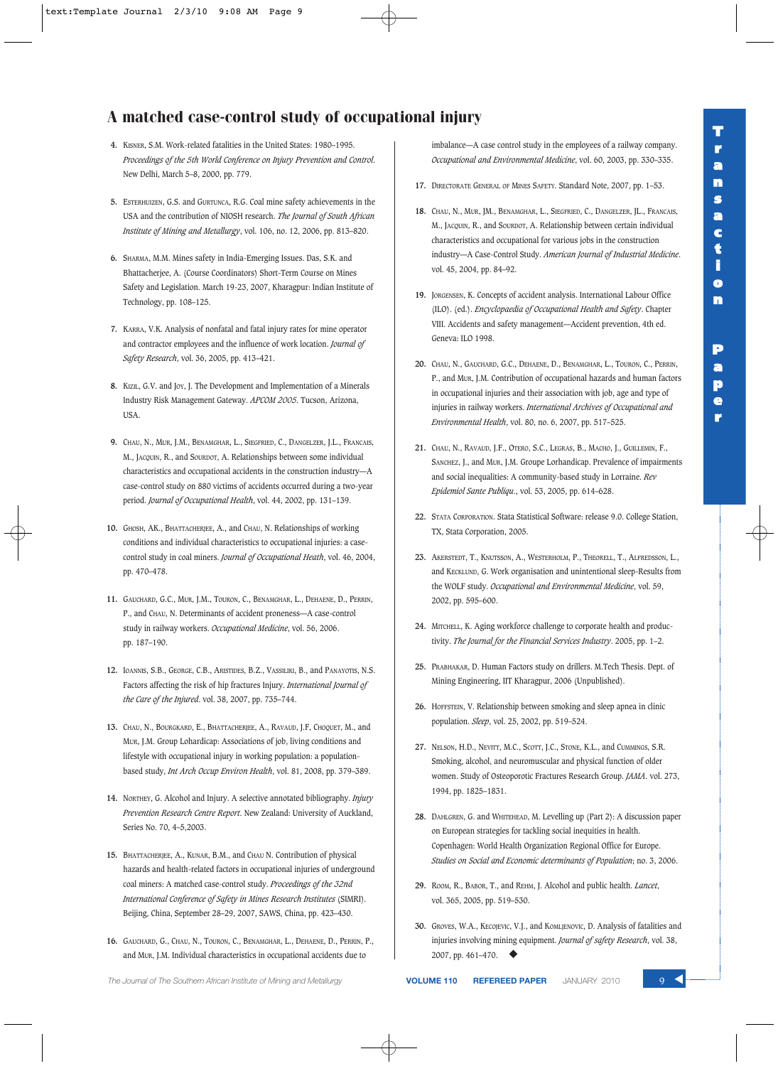4. KISNER, S.M. Work-related fatalities in the United States: 1980–1995. *Proceedings of the 5th World Conference on Injury Prevention and Control*. New Delhi, March 5–8, 2000, pp. 779.

5. ESTERHUIZEN, G.S. and GURTUNCA, R.G. Coal mine safety achievements in the USA and the contribution of NIOSH research. *The Journal of South African Institute of Mining and Metallurgy*, vol. 106, no. 12, 2006, pp. 813–820.

6. SHARMA, M.M. Mines safety in India-Emerging Issues. Das, S.K. and Bhattacherjee, A. (Course Coordinators) Short-Term Course on Mines Safety and Legislation. March 19-23, 2007, Kharagpur: Indian Institute of Technology, pp. 108–125.

7. KARRA, V.K. Analysis of nonfatal and fatal injury rates for mine operator and contractor employees and the influence of work location. *Journal of Safety Research*, vol. 36, 2005, pp. 413–421.

8. KIZIL, G.V. and JOY, J. The Development and Implementation of a Minerals Industry Risk Management Gateway. *APCOM 2005*. Tucson, Arizona, USA.

9. CHAU, N., MUR, J.M., BENAMGHAR, L., SIEGFRIED, C., DANGELZER, J.L., FRANCAIS, M., JACQUIN, R., and SOURDOT, A. Relationships between some individual characteristics and occupational accidents in the construction industry—A case-control study on 880 victims of accidents occurred during a two-year period. *Journal of Occupational Health*, vol. 44, 2002, pp. 131–139.

10. GHOSH, AK., BHATTACHERJEE, A., and CHAU, N. Relationships of working conditions and individual characteristics to occupational injuries: a case-control study in coal miners. *Journal of Occupational Heath*, vol. 46, 2004, pp. 470–478.

11. GAUCHARD, G.C., MUR, J.M., TOURON, C., BENAMGHAR, L., DEHAENE, D., PERRIN, P., and CHAU, N. Determinants of accident proneness—A case-control study in railway workers. *Occupational Medicine*, vol. 56, 2006. pp. 187–190.

12. IOANNIS, S.B., GEORGE, C.B., ARISTIDES, B.Z., VASSILIKI, B., and PANAYOTIS, N.S. Factors affecting the risk of hip fractures Injury. *International Journal of the Care of the Injured*. vol. 38, 2007, pp. 735–744.

13. CHAU, N., BOURGKARD, E., BHATTACHERJEE, A., RAVAUD, J.F, CHOQUET, M., and MUR, J.M. Group Lohardicap: Associations of job, living conditions and lifestyle with occupational injury in working population: a population-based study, *Int Arch Occup Environ Health*, vol. 81, 2008, pp. 379–389.

14. NORTHEY, G. Alcohol and Injury. A selective annotated bibliography. *Injury Prevention Research Centre Report*. New Zealand: University of Auckland, Series No. 70, 4–5,2003.

15. BHATTACHERJEE, A., KUNAR, B.M., and CHAU N. Contribution of physical hazards and health-related factors in occupational injuries of underground coal miners: A matched case-control study. *Proceedings of the 32nd International Conference of Safety in Mines Research Institutes* (SIMRI). Beijing, China, September 28–29, 2007, SAWS, China, pp. 423–430.

16. GAUCHARD, G., CHAU, N., TOURON, C., BENAMGHAR, L., DEHAENE, D., PERRIN, P., and MUR, J.M. Individual characteristics in occupational accidents due to imbalance—A case control study in the employees of a railway company. *Occupational and Environmental Medicine*, vol. 60, 2003, pp. 330–335.

17. DIRECTORATE GENERAL OF MINES SAFETY. Standard Note, 2007, pp. 1–53.

18. CHAU, N., MUR, JM., BENAMGHAR, L., SIEGFRIED, C., DANGELZER, JL., FRANCAIS, M., JACQUIN, R., and SOURDOT, A. Relationship between certain individual characteristics and occupational for various jobs in the construction industry—A Case-Control Study. *American Journal of Industrial Medicine*. vol. 45, 2004, pp. 84–92.

19. JORGENSEN, K. Concepts of accident analysis. International Labour Office (ILO). (ed.). *Encyclopaedia of Occupational Health and Safety*. Chapter VIII. Accidents and safety management—Accident prevention, 4th ed. Geneva: ILO 1998.

20. CHAU, N., GAUCHARD, G.C., DEHAENE, D., BENAMGHAR, L., TOURON, C., PERRIN, P., and MUR, J.M. Contribution of occupational hazards and human factors in occupational injuries and their association with job, age and type of injuries in railway workers. *International Archives of Occupational and Environmental Health*, vol. 80, no. 6, 2007, pp. 517–525.

21. CHAU, N., RAVAUD, J.F., OTERO, S.C., LEGRAS, B., MACHO, J., GUILLEMIN, F., SANCHEZ, J., and MUR, J.M. Groupe Lorhandicap. Prevalence of impairments and social inequalities: A community-based study in Lorraine. *Rev Epidemiol Sante Publiqu*., vol. 53, 2005, pp. 614–628.

22. STATA CORPORATION. Stata Statistical Software: release 9.0. College Station, TX, Stata Corporation, 2005.

23. AKERSTEDT, T., KNUTSSON, A., WESTERHOLM, P., THEORELL, T., ALFREDSSON, L., and KECKLUND, G. Work organisation and unintentional sleep-Results from the WOLF study. *Occupational and Environmental Medicine*, vol. 59, 2002, pp. 595–600.

24. MITCHELL, K. Aging workforce challenge to corporate health and productivity. *The Journal for the Financial Services Industry*. 2005, pp. 1–2.

25. PRABHAKAR, D. Human Factors study on drillers. M.Tech Thesis. Dept. of Mining Engineering, IIT Kharagpur, 2006 (Unpublished).

26. HOFFSTEIN, V. Relationship between smoking and sleep apnea in clinic population. *Sleep*, vol. 25, 2002, pp. 519–524.

27. NELSON, H.D., NEVITT, M.C., SCOTT, J.C., STONE, K.L., and CUMMINGS, S.R. Smoking, alcohol, and neuromuscular and physical function of older women. Study of Osteoporotic Fractures Research Group. *JAMA*. vol. 273, 1994, pp. 1825–1831.

28. DAHLGREN, G. and WHITEHEAD, M. Levelling up (Part 2): A discussion paper on European strategies for tackling social inequities in health. Copenhagen: World Health Organization Regional Office for Europe. *Studies on Social and Economic determinants of Population*; no. 3, 2006.

29. ROOM, R., BABOR, T., and REHM, J. Alcohol and public health. *Lancet*, vol. 365, 2005, pp. 519–530.

30. GROVES, W.A., KECOJEVIC, V.J., and KOMLJENOVIC, D. Analysis of fatalities and injuries involving mining equipment. *Journal of safety Research*, vol. 38, 2007, pp. 461–470. ◆